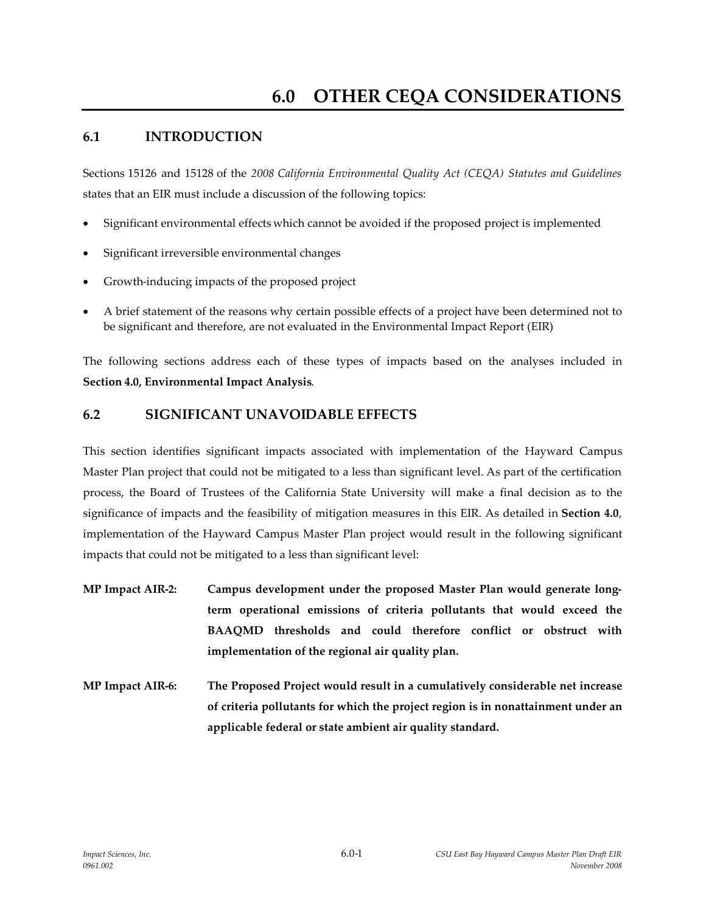# 6.0 OTHER CEQA CONSIDERATIONS

## 6.1 INTRODUCTION

Sections 15126 and 15128 of the *2008 California Environmental Quality Act (CEQA) Statutes and Guidelines* states that an EIR must include a discussion of the following topics:

- Significant environmental effects which cannot be avoided if the proposed project is implemented
- Significant irreversible environmental changes
- Growth-inducing impacts of the proposed project
- A brief statement of the reasons why certain possible effects of a project have been determined not to be significant and therefore, are not evaluated in the Environmental Impact Report (EIR)

The following sections address each of these types of impacts based on the analyses included in **Section 4.0, Environmental Impact Analysis**.

## 6.2 SIGNIFICANT UNAVOIDABLE EFFECTS

This section identifies significant impacts associated with implementation of the Hayward Campus Master Plan project that could not be mitigated to a less than significant level. As part of the certification process, the Board of Trustees of the California State University will make a final decision as to the significance of impacts and the feasibility of mitigation measures in this EIR. As detailed in **Section 4.0**, implementation of the Hayward Campus Master Plan project would result in the following significant impacts that could not be mitigated to a less than significant level:

**MP Impact AIR-2:** **Campus development under the proposed Master Plan would generate long-term operational emissions of criteria pollutants that would exceed the BAAQMD thresholds and could therefore conflict or obstruct with implementation of the regional air quality plan.**

**MP Impact AIR-6:** **The Proposed Project would result in a cumulatively considerable net increase of criteria pollutants for which the project region is in nonattainment under an applicable federal or state ambient air quality standard.**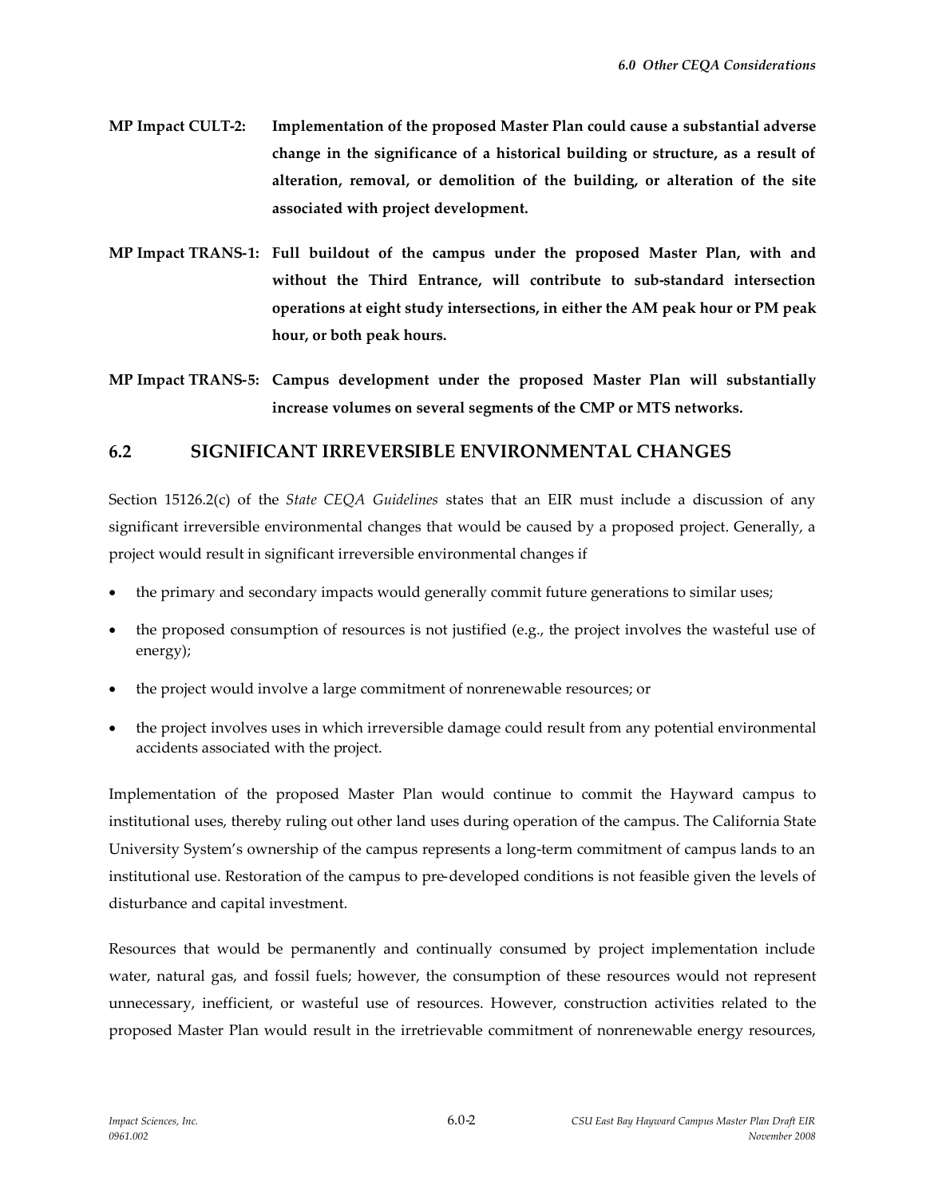**MP Impact CULT-2: Implementation of the proposed Master Plan could cause a substantial adverse change in the significance of a historical building or structure, as a result of alteration, removal, or demolition of the building, or alteration of the site associated with project development.**

**MP Impact TRANS-1: Full buildout of the campus under the proposed Master Plan, with and without the Third Entrance, will contribute to sub-standard intersection operations at eight study intersections, in either the AM peak hour or PM peak hour, or both peak hours.**

**MP Impact TRANS-5: Campus development under the proposed Master Plan will substantially increase volumes on several segments of the CMP or MTS networks.**

## 6.2 SIGNIFICANT IRREVERSIBLE ENVIRONMENTAL CHANGES

Section 15126.2(c) of the *State CEQA Guidelines* states that an EIR must include a discussion of any significant irreversible environmental changes that would be caused by a proposed project. Generally, a project would result in significant irreversible environmental changes if

- the primary and secondary impacts would generally commit future generations to similar uses;
- the proposed consumption of resources is not justified (e.g., the project involves the wasteful use of energy);
- the project would involve a large commitment of nonrenewable resources; or
- the project involves uses in which irreversible damage could result from any potential environmental accidents associated with the project.

Implementation of the proposed Master Plan would continue to commit the Hayward campus to institutional uses, thereby ruling out other land uses during operation of the campus. The California State University System's ownership of the campus represents a long-term commitment of campus lands to an institutional use. Restoration of the campus to pre-developed conditions is not feasible given the levels of disturbance and capital investment.

Resources that would be permanently and continually consumed by project implementation include water, natural gas, and fossil fuels; however, the consumption of these resources would not represent unnecessary, inefficient, or wasteful use of resources. However, construction activities related to the proposed Master Plan would result in the irretrievable commitment of nonrenewable energy resources,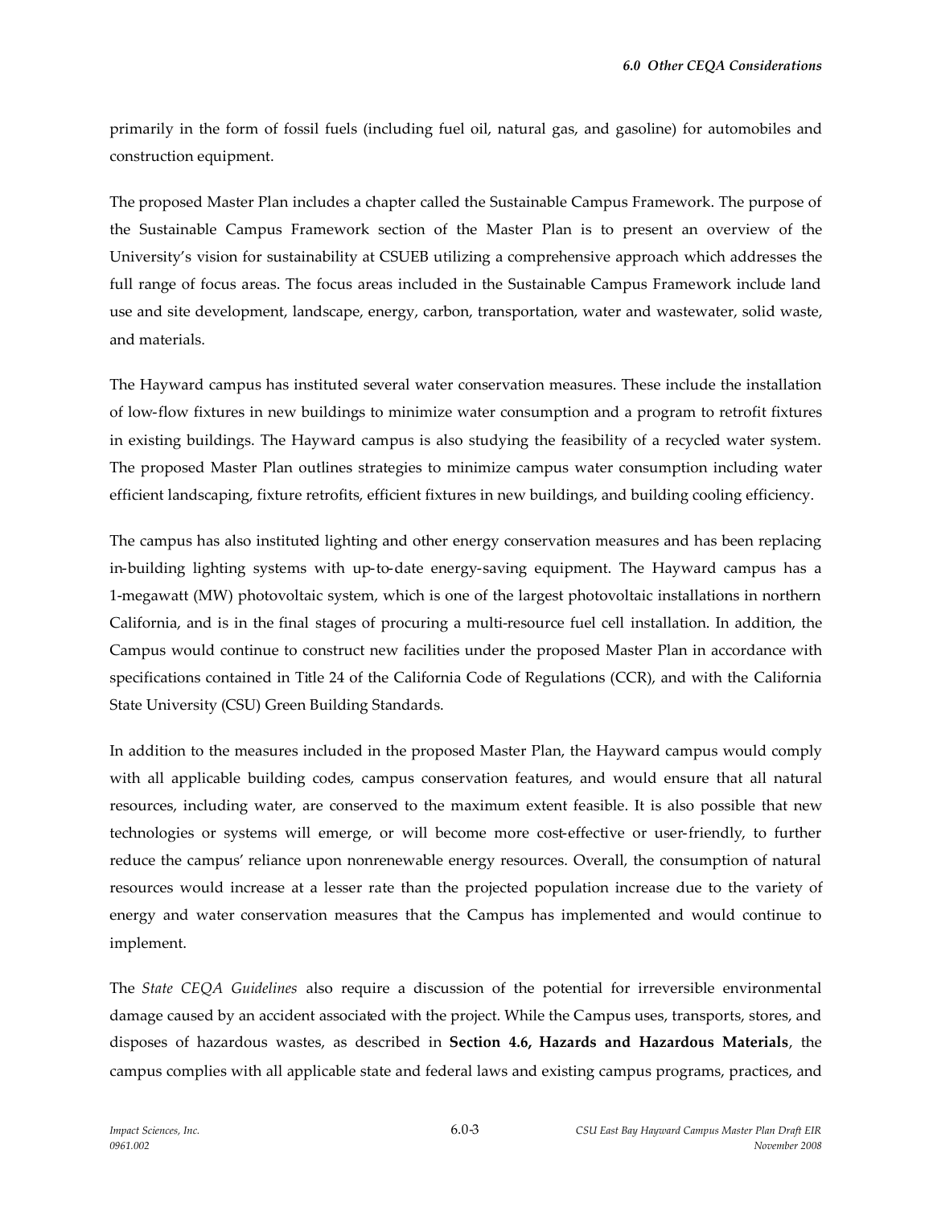primarily in the form of fossil fuels (including fuel oil, natural gas, and gasoline) for automobiles and construction equipment.

The proposed Master Plan includes a chapter called the Sustainable Campus Framework. The purpose of the Sustainable Campus Framework section of the Master Plan is to present an overview of the University's vision for sustainability at CSUEB utilizing a comprehensive approach which addresses the full range of focus areas. The focus areas included in the Sustainable Campus Framework include land use and site development, landscape, energy, carbon, transportation, water and wastewater, solid waste, and materials.

The Hayward campus has instituted several water conservation measures. These include the installation of low-flow fixtures in new buildings to minimize water consumption and a program to retrofit fixtures in existing buildings. The Hayward campus is also studying the feasibility of a recycled water system. The proposed Master Plan outlines strategies to minimize campus water consumption including water efficient landscaping, fixture retrofits, efficient fixtures in new buildings, and building cooling efficiency.

The campus has also instituted lighting and other energy conservation measures and has been replacing in-building lighting systems with up-to-date energy-saving equipment. The Hayward campus has a 1-megawatt (MW) photovoltaic system, which is one of the largest photovoltaic installations in northern California, and is in the final stages of procuring a multi-resource fuel cell installation. In addition, the Campus would continue to construct new facilities under the proposed Master Plan in accordance with specifications contained in Title 24 of the California Code of Regulations (CCR), and with the California State University (CSU) Green Building Standards.

In addition to the measures included in the proposed Master Plan, the Hayward campus would comply with all applicable building codes, campus conservation features, and would ensure that all natural resources, including water, are conserved to the maximum extent feasible. It is also possible that new technologies or systems will emerge, or will become more cost-effective or user-friendly, to further reduce the campus' reliance upon nonrenewable energy resources. Overall, the consumption of natural resources would increase at a lesser rate than the projected population increase due to the variety of energy and water conservation measures that the Campus has implemented and would continue to implement.

The *State CEQA Guidelines* also require a discussion of the potential for irreversible environmental damage caused by an accident associated with the project. While the Campus uses, transports, stores, and disposes of hazardous wastes, as described in **Section 4.6, Hazards and Hazardous Materials**, the campus complies with all applicable state and federal laws and existing campus programs, practices, and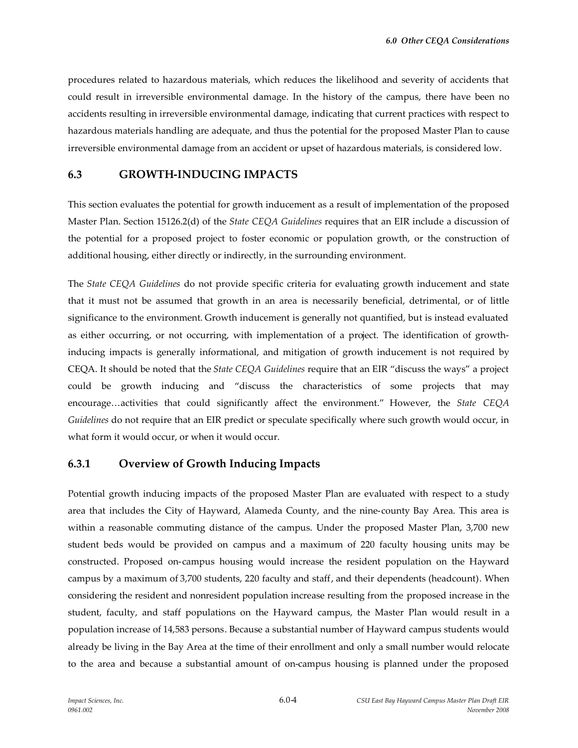procedures related to hazardous materials, which reduces the likelihood and severity of accidents that could result in irreversible environmental damage. In the history of the campus, there have been no accidents resulting in irreversible environmental damage, indicating that current practices with respect to hazardous materials handling are adequate, and thus the potential for the proposed Master Plan to cause irreversible environmental damage from an accident or upset of hazardous materials, is considered low.

## 6.3 GROWTH-INDUCING IMPACTS

This section evaluates the potential for growth inducement as a result of implementation of the proposed Master Plan. Section 15126.2(d) of the *State CEQA Guidelines* requires that an EIR include a discussion of the potential for a proposed project to foster economic or population growth, or the construction of additional housing, either directly or indirectly, in the surrounding environment.

The *State CEQA Guidelines* do not provide specific criteria for evaluating growth inducement and state that it must not be assumed that growth in an area is necessarily beneficial, detrimental, or of little significance to the environment. Growth inducement is generally not quantified, but is instead evaluated as either occurring, or not occurring, with implementation of a project. The identification of growth-inducing impacts is generally informational, and mitigation of growth inducement is not required by CEQA. It should be noted that the *State CEQA Guidelines* require that an EIR "discuss the ways" a project could be growth inducing and "discuss the characteristics of some projects that may encourage…activities that could significantly affect the environment." However, the *State CEQA Guidelines* do not require that an EIR predict or speculate specifically where such growth would occur, in what form it would occur, or when it would occur.

### 6.3.1 Overview of Growth Inducing Impacts

Potential growth inducing impacts of the proposed Master Plan are evaluated with respect to a study area that includes the City of Hayward, Alameda County, and the nine-county Bay Area. This area is within a reasonable commuting distance of the campus. Under the proposed Master Plan, 3,700 new student beds would be provided on campus and a maximum of 220 faculty housing units may be constructed. Proposed on-campus housing would increase the resident population on the Hayward campus by a maximum of 3,700 students, 220 faculty and staff, and their dependents (headcount). When considering the resident and nonresident population increase resulting from the proposed increase in the student, faculty, and staff populations on the Hayward campus, the Master Plan would result in a population increase of 14,583 persons. Because a substantial number of Hayward campus students would already be living in the Bay Area at the time of their enrollment and only a small number would relocate to the area and because a substantial amount of on-campus housing is planned under the proposed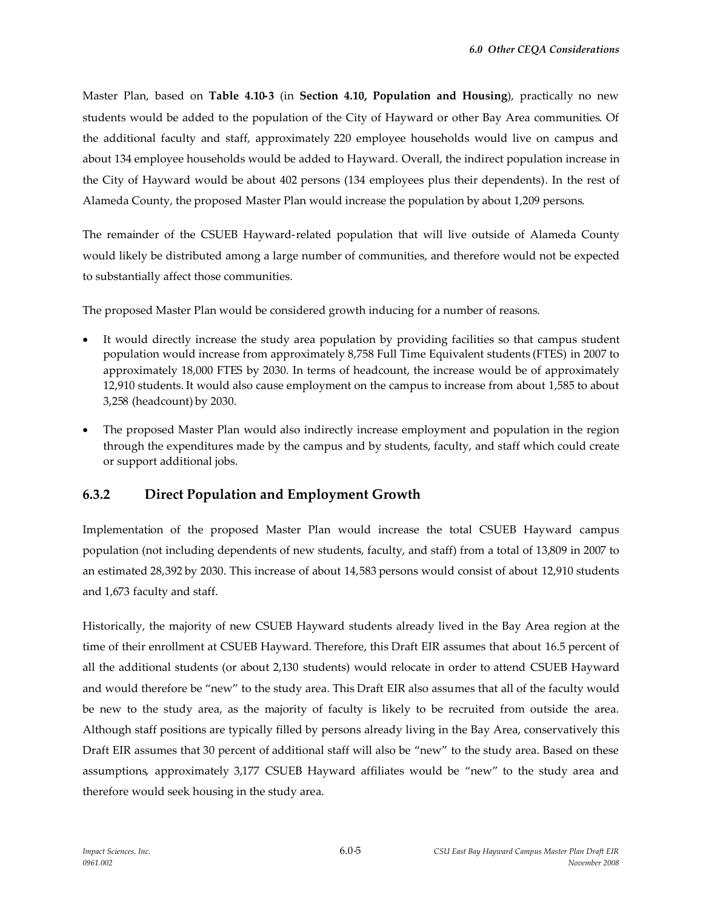Master Plan, based on **Table 4.10-3** (in **Section 4.10, Population and Housing**), practically no new students would be added to the population of the City of Hayward or other Bay Area communities. Of the additional faculty and staff, approximately 220 employee households would live on campus and about 134 employee households would be added to Hayward. Overall, the indirect population increase in the City of Hayward would be about 402 persons (134 employees plus their dependents). In the rest of Alameda County, the proposed Master Plan would increase the population by about 1,209 persons.

The remainder of the CSUEB Hayward-related population that will live outside of Alameda County would likely be distributed among a large number of communities, and therefore would not be expected to substantially affect those communities.

The proposed Master Plan would be considered growth inducing for a number of reasons.

- It would directly increase the study area population by providing facilities so that campus student population would increase from approximately 8,758 Full Time Equivalent students (FTES) in 2007 to approximately 18,000 FTES by 2030. In terms of headcount, the increase would be of approximately 12,910 students. It would also cause employment on the campus to increase from about 1,585 to about 3,258 (headcount) by 2030.
- The proposed Master Plan would also indirectly increase employment and population in the region through the expenditures made by the campus and by students, faculty, and staff which could create or support additional jobs.

### 6.3.2 Direct Population and Employment Growth

Implementation of the proposed Master Plan would increase the total CSUEB Hayward campus population (not including dependents of new students, faculty, and staff) from a total of 13,809 in 2007 to an estimated 28,392 by 2030. This increase of about 14,583 persons would consist of about 12,910 students and 1,673 faculty and staff.

Historically, the majority of new CSUEB Hayward students already lived in the Bay Area region at the time of their enrollment at CSUEB Hayward. Therefore, this Draft EIR assumes that about 16.5 percent of all the additional students (or about 2,130 students) would relocate in order to attend CSUEB Hayward and would therefore be "new" to the study area. This Draft EIR also assumes that all of the faculty would be new to the study area, as the majority of faculty is likely to be recruited from outside the area. Although staff positions are typically filled by persons already living in the Bay Area, conservatively this Draft EIR assumes that 30 percent of additional staff will also be "new" to the study area. Based on these assumptions, approximately 3,177 CSUEB Hayward affiliates would be "new" to the study area and therefore would seek housing in the study area.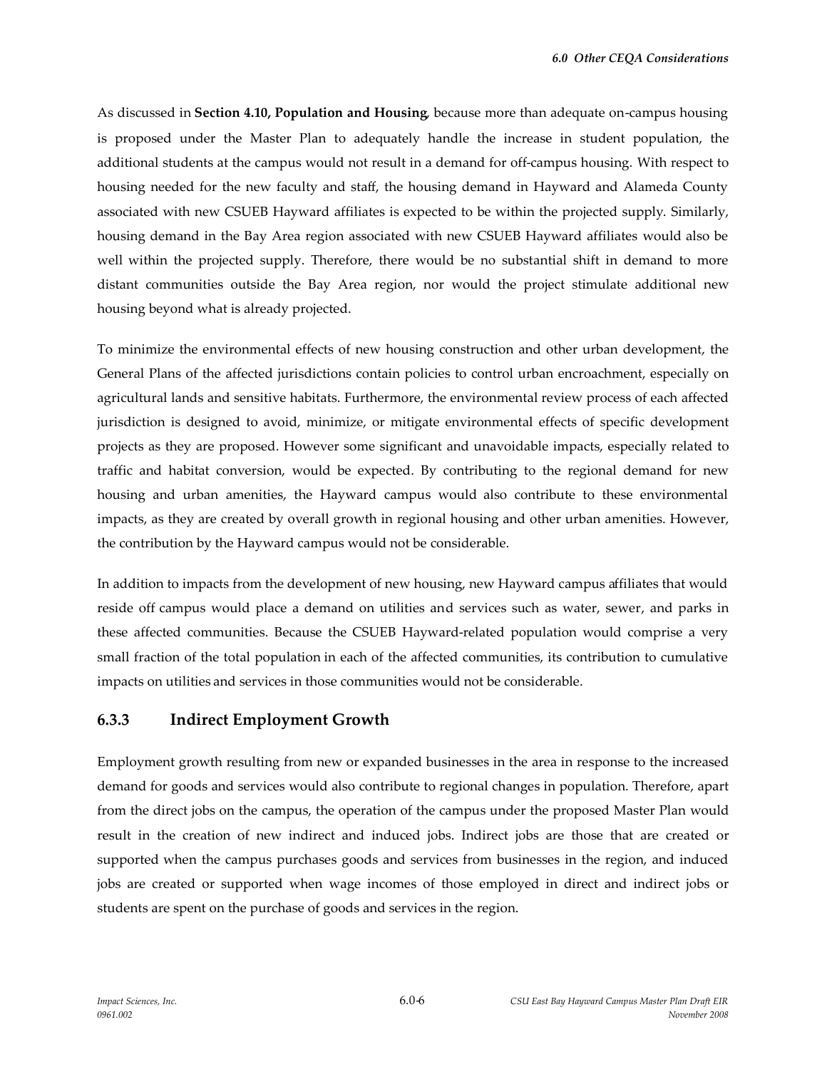As discussed in **Section 4.10, Population and Housing**, because more than adequate on-campus housing is proposed under the Master Plan to adequately handle the increase in student population, the additional students at the campus would not result in a demand for off-campus housing. With respect to housing needed for the new faculty and staff, the housing demand in Hayward and Alameda County associated with new CSUEB Hayward affiliates is expected to be within the projected supply. Similarly, housing demand in the Bay Area region associated with new CSUEB Hayward affiliates would also be well within the projected supply. Therefore, there would be no substantial shift in demand to more distant communities outside the Bay Area region, nor would the project stimulate additional new housing beyond what is already projected.

To minimize the environmental effects of new housing construction and other urban development, the General Plans of the affected jurisdictions contain policies to control urban encroachment, especially on agricultural lands and sensitive habitats. Furthermore, the environmental review process of each affected jurisdiction is designed to avoid, minimize, or mitigate environmental effects of specific development projects as they are proposed. However some significant and unavoidable impacts, especially related to traffic and habitat conversion, would be expected. By contributing to the regional demand for new housing and urban amenities, the Hayward campus would also contribute to these environmental impacts, as they are created by overall growth in regional housing and other urban amenities. However, the contribution by the Hayward campus would not be considerable.

In addition to impacts from the development of new housing, new Hayward campus affiliates that would reside off campus would place a demand on utilities and services such as water, sewer, and parks in these affected communities. Because the CSUEB Hayward-related population would comprise a very small fraction of the total population in each of the affected communities, its contribution to cumulative impacts on utilities and services in those communities would not be considerable.

### 6.3.3 Indirect Employment Growth

Employment growth resulting from new or expanded businesses in the area in response to the increased demand for goods and services would also contribute to regional changes in population. Therefore, apart from the direct jobs on the campus, the operation of the campus under the proposed Master Plan would result in the creation of new indirect and induced jobs. Indirect jobs are those that are created or supported when the campus purchases goods and services from businesses in the region, and induced jobs are created or supported when wage incomes of those employed in direct and indirect jobs or students are spent on the purchase of goods and services in the region.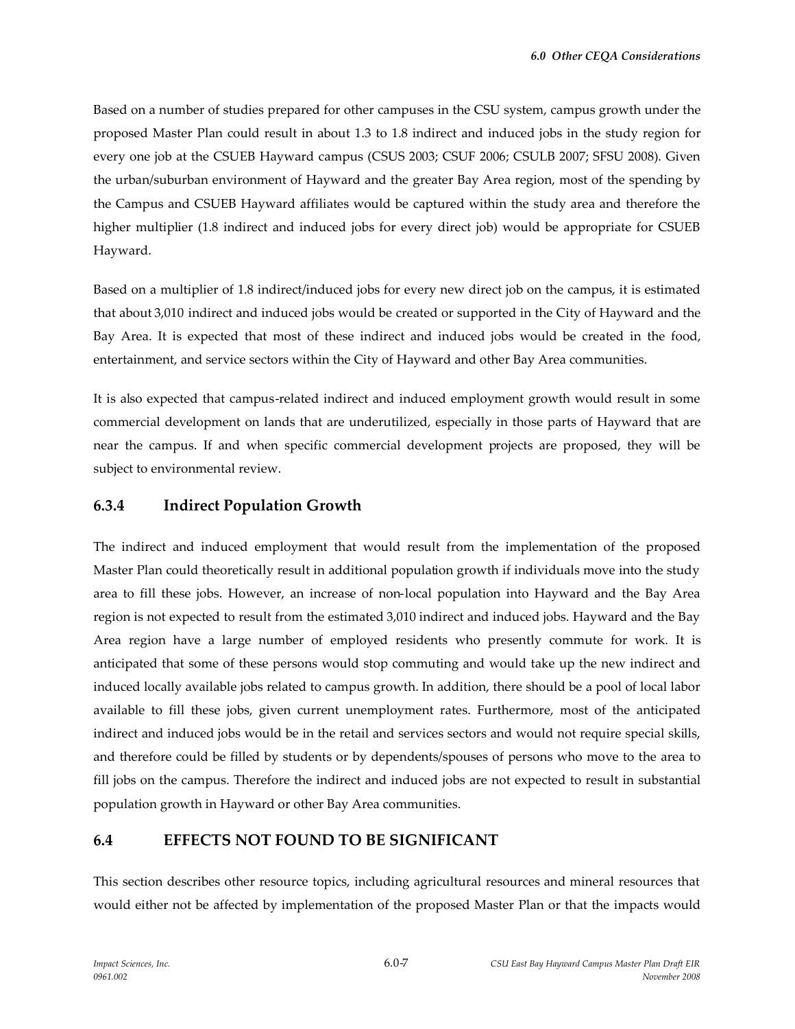Based on a number of studies prepared for other campuses in the CSU system, campus growth under the proposed Master Plan could result in about 1.3 to 1.8 indirect and induced jobs in the study region for every one job at the CSUEB Hayward campus (CSUS 2003; CSUF 2006; CSULB 2007; SFSU 2008). Given the urban/suburban environment of Hayward and the greater Bay Area region, most of the spending by the Campus and CSUEB Hayward affiliates would be captured within the study area and therefore the higher multiplier (1.8 indirect and induced jobs for every direct job) would be appropriate for CSUEB Hayward.

Based on a multiplier of 1.8 indirect/induced jobs for every new direct job on the campus, it is estimated that about 3,010 indirect and induced jobs would be created or supported in the City of Hayward and the Bay Area. It is expected that most of these indirect and induced jobs would be created in the food, entertainment, and service sectors within the City of Hayward and other Bay Area communities.

It is also expected that campus-related indirect and induced employment growth would result in some commercial development on lands that are underutilized, especially in those parts of Hayward that are near the campus. If and when specific commercial development projects are proposed, they will be subject to environmental review.

### 6.3.4 Indirect Population Growth

The indirect and induced employment that would result from the implementation of the proposed Master Plan could theoretically result in additional population growth if individuals move into the study area to fill these jobs. However, an increase of non-local population into Hayward and the Bay Area region is not expected to result from the estimated 3,010 indirect and induced jobs. Hayward and the Bay Area region have a large number of employed residents who presently commute for work. It is anticipated that some of these persons would stop commuting and would take up the new indirect and induced locally available jobs related to campus growth. In addition, there should be a pool of local labor available to fill these jobs, given current unemployment rates. Furthermore, most of the anticipated indirect and induced jobs would be in the retail and services sectors and would not require special skills, and therefore could be filled by students or by dependents/spouses of persons who move to the area to fill jobs on the campus. Therefore the indirect and induced jobs are not expected to result in substantial population growth in Hayward or other Bay Area communities.

## 6.4 EFFECTS NOT FOUND TO BE SIGNIFICANT

This section describes other resource topics, including agricultural resources and mineral resources that would either not be affected by implementation of the proposed Master Plan or that the impacts would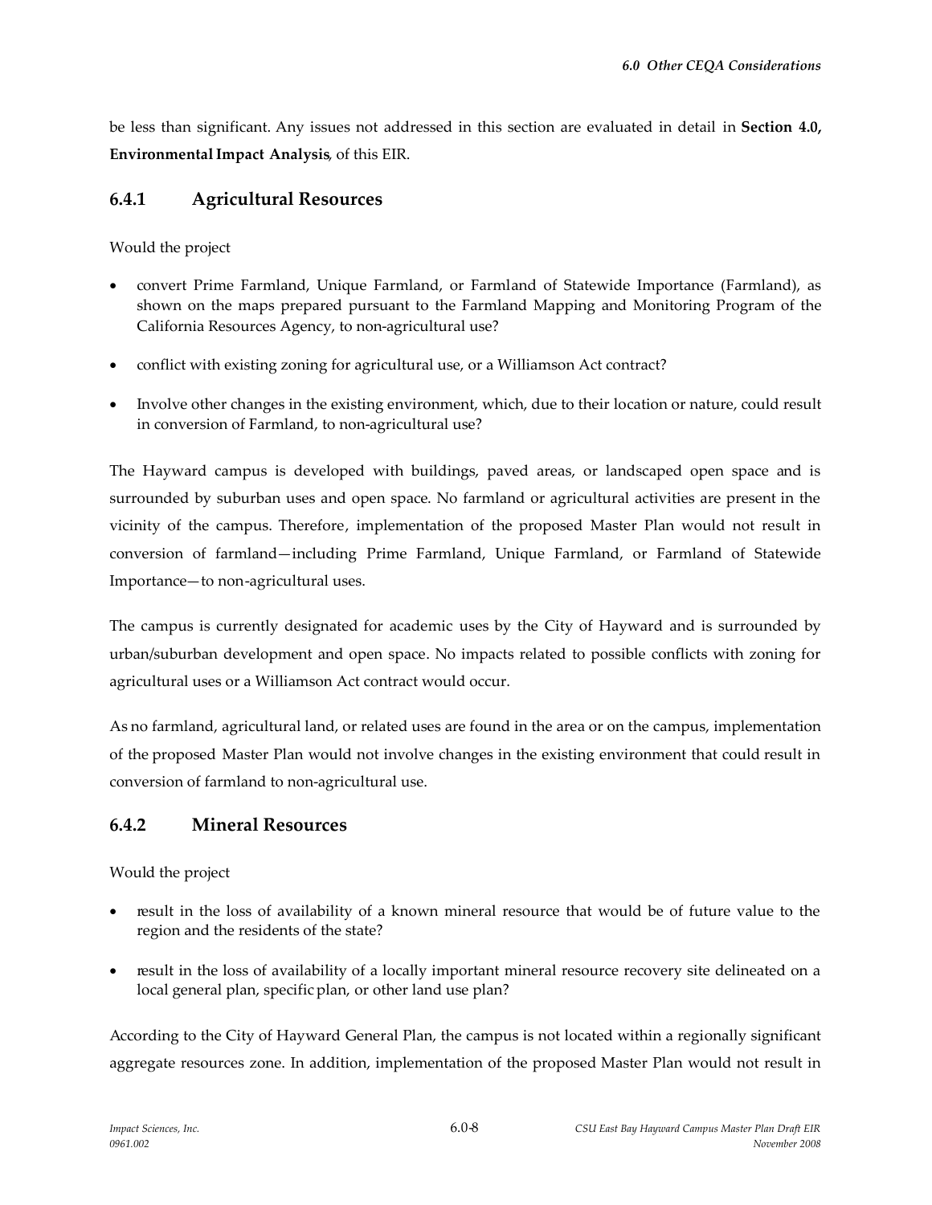be less than significant. Any issues not addressed in this section are evaluated in detail in **Section 4.0, Environmental Impact Analysis**, of this EIR.

### 6.4.1 Agricultural Resources

Would the project

- convert Prime Farmland, Unique Farmland, or Farmland of Statewide Importance (Farmland), as shown on the maps prepared pursuant to the Farmland Mapping and Monitoring Program of the California Resources Agency, to non-agricultural use?
- conflict with existing zoning for agricultural use, or a Williamson Act contract?
- Involve other changes in the existing environment, which, due to their location or nature, could result in conversion of Farmland, to non-agricultural use?

The Hayward campus is developed with buildings, paved areas, or landscaped open space and is surrounded by suburban uses and open space. No farmland or agricultural activities are present in the vicinity of the campus. Therefore, implementation of the proposed Master Plan would not result in conversion of farmland—including Prime Farmland, Unique Farmland, or Farmland of Statewide Importance—to non-agricultural uses.

The campus is currently designated for academic uses by the City of Hayward and is surrounded by urban/suburban development and open space. No impacts related to possible conflicts with zoning for agricultural uses or a Williamson Act contract would occur.

As no farmland, agricultural land, or related uses are found in the area or on the campus, implementation of the proposed Master Plan would not involve changes in the existing environment that could result in conversion of farmland to non-agricultural use.

### 6.4.2 Mineral Resources

Would the project

- result in the loss of availability of a known mineral resource that would be of future value to the region and the residents of the state?
- result in the loss of availability of a locally important mineral resource recovery site delineated on a local general plan, specific plan, or other land use plan?

According to the City of Hayward General Plan, the campus is not located within a regionally significant aggregate resources zone. In addition, implementation of the proposed Master Plan would not result in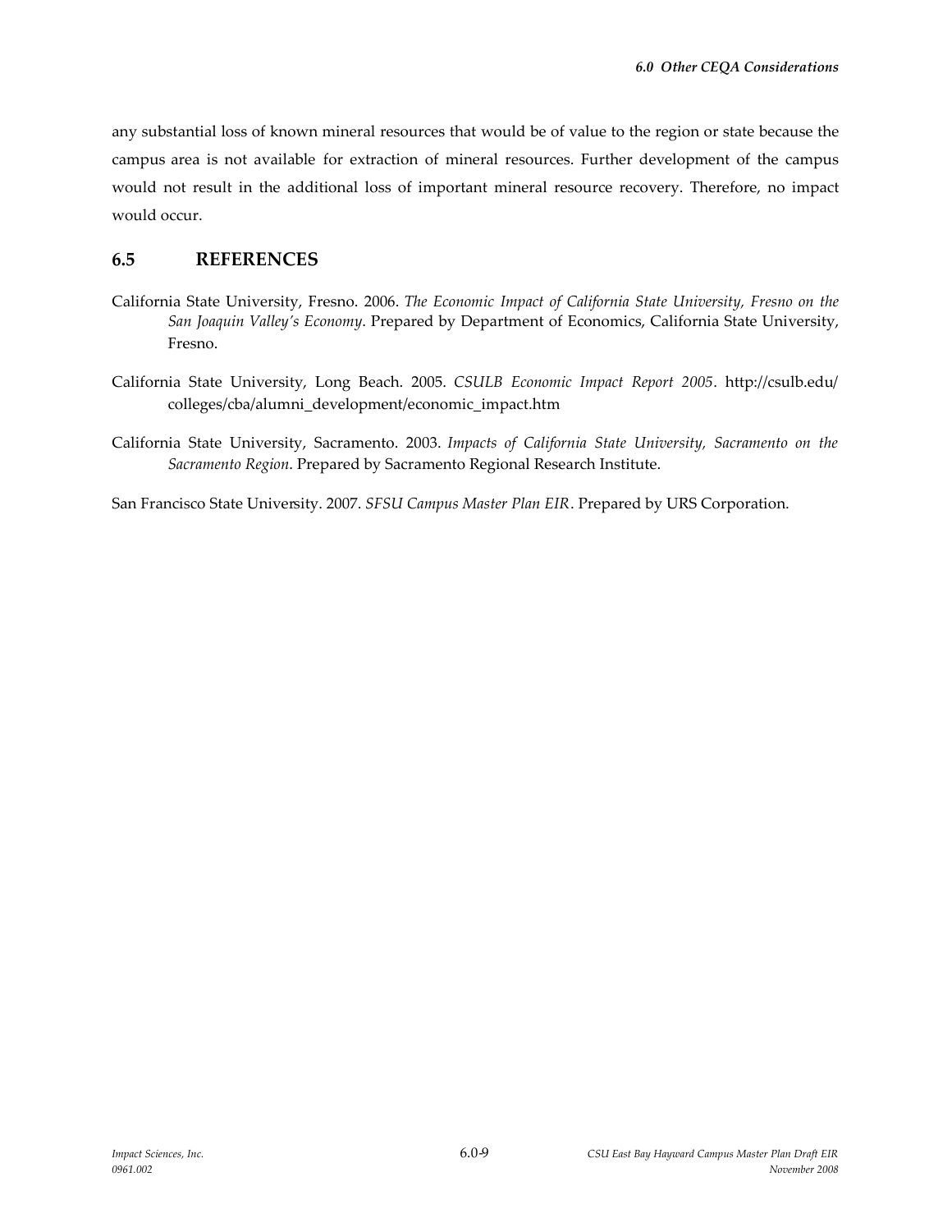any substantial loss of known mineral resources that would be of value to the region or state because the campus area is not available for extraction of mineral resources. Further development of the campus would not result in the additional loss of important mineral resource recovery. Therefore, no impact would occur.

## 6.5 REFERENCES

California State University, Fresno. 2006. *The Economic Impact of California State University, Fresno on the San Joaquin Valley's Economy*. Prepared by Department of Economics, California State University, Fresno.

California State University, Long Beach. 2005. *CSULB Economic Impact Report 2005*. http://csulb.edu/colleges/cba/alumni_development/economic_impact.htm

California State University, Sacramento. 2003. *Impacts of California State University, Sacramento on the Sacramento Region*. Prepared by Sacramento Regional Research Institute.

San Francisco State University. 2007. *SFSU Campus Master Plan EIR*. Prepared by URS Corporation.